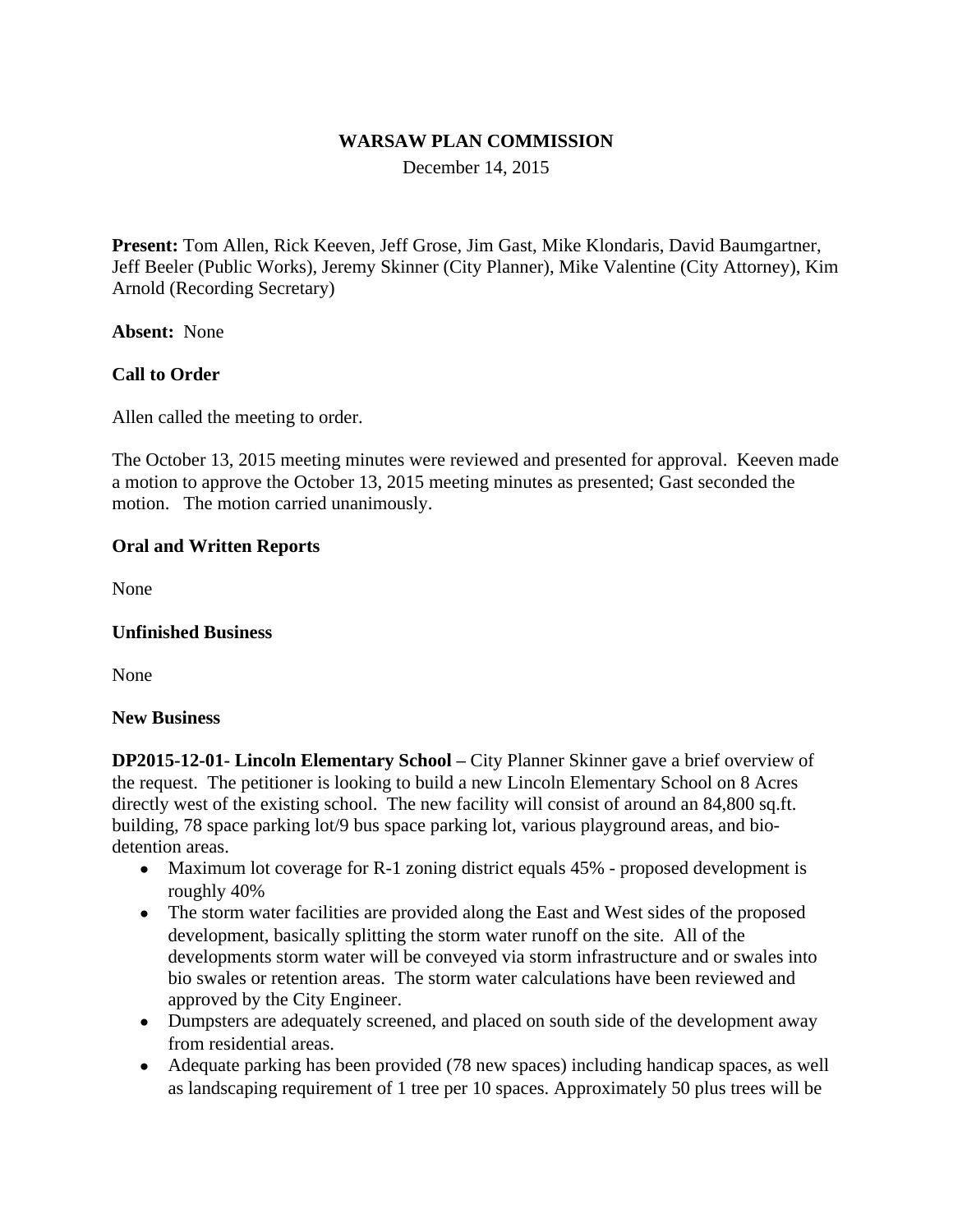# WARSAW PLAN COMMISSION

December 14, 2015

**Present:** Tom Allen, Rick Keeven, Jeff Grose, Jim Gast, Mike Klondaris, David Baumgartner, Jeff Beeler (Public Works), Jeremy Skinner (City Planner), Mike Valentine (City Attorney), Kim Arnold (Recording Secretary)

**Absent:** None

**Call to Order**

Allen called the meeting to order.

The October 13, 2015 meeting minutes were reviewed and presented for approval. Keeven made a motion to approve the October 13, 2015 meeting minutes as presented; Gast seconded the motion. The motion carried unanimously.

**Oral and Written Reports**

None

**Unfinished Business**

None

**New Business**

**DP2015-12-01- Lincoln Elementary School –** City Planner Skinner gave a brief overview of the request. The petitioner is looking to build a new Lincoln Elementary School on 8 Acres directly west of the existing school. The new facility will consist of around an 84,800 sq.ft. building, 78 space parking lot/9 bus space parking lot, various playground areas, and bio-detention areas.

- Maximum lot coverage for R-1 zoning district equals 45% - proposed development is roughly 40%
- The storm water facilities are provided along the East and West sides of the proposed development, basically splitting the storm water runoff on the site. All of the developments storm water will be conveyed via storm infrastructure and or swales into bio swales or retention areas. The storm water calculations have been reviewed and approved by the City Engineer.
- Dumpsters are adequately screened, and placed on south side of the development away from residential areas.
- Adequate parking has been provided (78 new spaces) including handicap spaces, as well as landscaping requirement of 1 tree per 10 spaces. Approximately 50 plus trees will be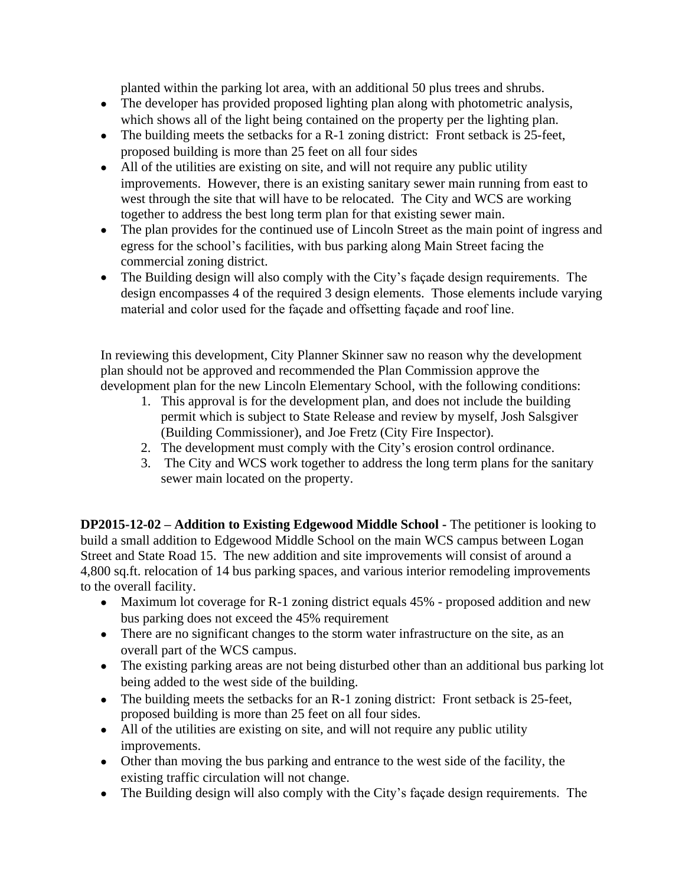planted within the parking lot area, with an additional 50 plus trees and shrubs.

- The developer has provided proposed lighting plan along with photometric analysis, which shows all of the light being contained on the property per the lighting plan.
- The building meets the setbacks for a R-1 zoning district: Front setback is 25-feet, proposed building is more than 25 feet on all four sides
- All of the utilities are existing on site, and will not require any public utility improvements. However, there is an existing sanitary sewer main running from east to west through the site that will have to be relocated. The City and WCS are working together to address the best long term plan for that existing sewer main.
- The plan provides for the continued use of Lincoln Street as the main point of ingress and egress for the school's facilities, with bus parking along Main Street facing the commercial zoning district.
- The Building design will also comply with the City's façade design requirements. The design encompasses 4 of the required 3 design elements. Those elements include varying material and color used for the façade and offsetting façade and roof line.

In reviewing this development, City Planner Skinner saw no reason why the development plan should not be approved and recommended the Plan Commission approve the development plan for the new Lincoln Elementary School, with the following conditions:

1. This approval is for the development plan, and does not include the building permit which is subject to State Release and review by myself, Josh Salsgiver (Building Commissioner), and Joe Fretz (City Fire Inspector).
2. The development must comply with the City's erosion control ordinance.
3. The City and WCS work together to address the long term plans for the sanitary sewer main located on the property.

**DP2015-12-02 – Addition to Existing Edgewood Middle School -** The petitioner is looking to build a small addition to Edgewood Middle School on the main WCS campus between Logan Street and State Road 15. The new addition and site improvements will consist of around a 4,800 sq.ft. relocation of 14 bus parking spaces, and various interior remodeling improvements to the overall facility.

- Maximum lot coverage for R-1 zoning district equals 45% - proposed addition and new bus parking does not exceed the 45% requirement
- There are no significant changes to the storm water infrastructure on the site, as an overall part of the WCS campus.
- The existing parking areas are not being disturbed other than an additional bus parking lot being added to the west side of the building.
- The building meets the setbacks for an R-1 zoning district: Front setback is 25-feet, proposed building is more than 25 feet on all four sides.
- All of the utilities are existing on site, and will not require any public utility improvements.
- Other than moving the bus parking and entrance to the west side of the facility, the existing traffic circulation will not change.
- The Building design will also comply with the City's façade design requirements. The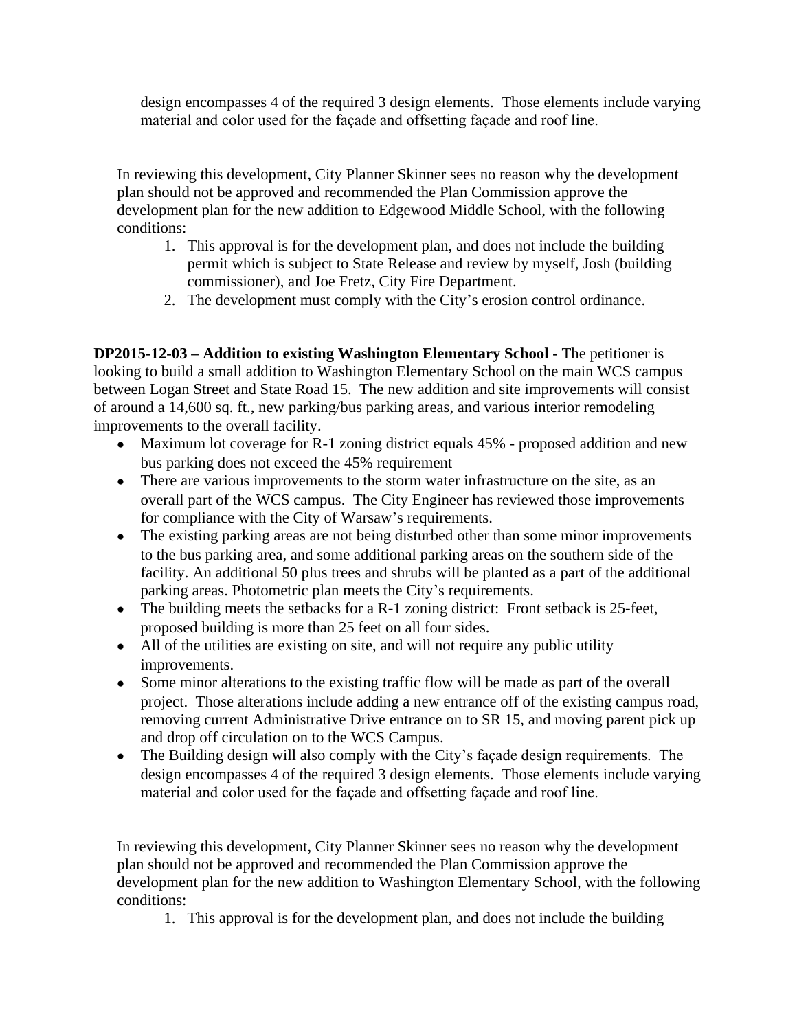design encompasses 4 of the required 3 design elements. Those elements include varying material and color used for the façade and offsetting façade and roof line.

In reviewing this development, City Planner Skinner sees no reason why the development plan should not be approved and recommended the Plan Commission approve the development plan for the new addition to Edgewood Middle School, with the following conditions:

1. This approval is for the development plan, and does not include the building permit which is subject to State Release and review by myself, Josh (building commissioner), and Joe Fretz, City Fire Department.
2. The development must comply with the City's erosion control ordinance.

**DP2015-12-03 – Addition to existing Washington Elementary School -** The petitioner is looking to build a small addition to Washington Elementary School on the main WCS campus between Logan Street and State Road 15. The new addition and site improvements will consist of around a 14,600 sq. ft., new parking/bus parking areas, and various interior remodeling improvements to the overall facility.

- Maximum lot coverage for R-1 zoning district equals 45% - proposed addition and new bus parking does not exceed the 45% requirement
- There are various improvements to the storm water infrastructure on the site, as an overall part of the WCS campus. The City Engineer has reviewed those improvements for compliance with the City of Warsaw's requirements.
- The existing parking areas are not being disturbed other than some minor improvements to the bus parking area, and some additional parking areas on the southern side of the facility. An additional 50 plus trees and shrubs will be planted as a part of the additional parking areas. Photometric plan meets the City's requirements.
- The building meets the setbacks for a R-1 zoning district: Front setback is 25-feet, proposed building is more than 25 feet on all four sides.
- All of the utilities are existing on site, and will not require any public utility improvements.
- Some minor alterations to the existing traffic flow will be made as part of the overall project. Those alterations include adding a new entrance off of the existing campus road, removing current Administrative Drive entrance on to SR 15, and moving parent pick up and drop off circulation on to the WCS Campus.
- The Building design will also comply with the City's façade design requirements. The design encompasses 4 of the required 3 design elements. Those elements include varying material and color used for the façade and offsetting façade and roof line.

In reviewing this development, City Planner Skinner sees no reason why the development plan should not be approved and recommended the Plan Commission approve the development plan for the new addition to Washington Elementary School, with the following conditions:

1. This approval is for the development plan, and does not include the building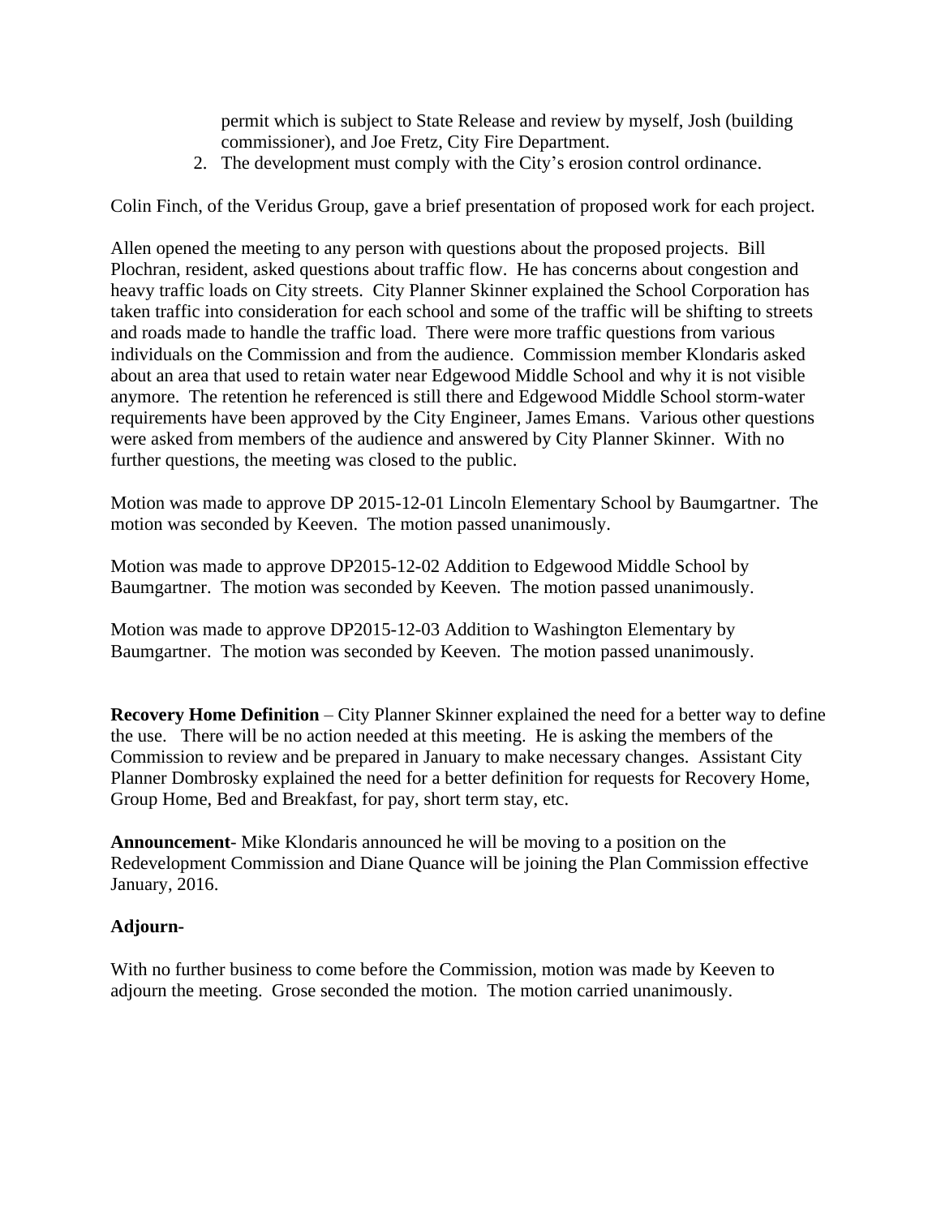permit which is subject to State Release and review by myself, Josh (building commissioner), and Joe Fretz, City Fire Department.

2. The development must comply with the City's erosion control ordinance.

Colin Finch, of the Veridus Group, gave a brief presentation of proposed work for each project.

Allen opened the meeting to any person with questions about the proposed projects. Bill Plochran, resident, asked questions about traffic flow. He has concerns about congestion and heavy traffic loads on City streets. City Planner Skinner explained the School Corporation has taken traffic into consideration for each school and some of the traffic will be shifting to streets and roads made to handle the traffic load. There were more traffic questions from various individuals on the Commission and from the audience. Commission member Klondaris asked about an area that used to retain water near Edgewood Middle School and why it is not visible anymore. The retention he referenced is still there and Edgewood Middle School storm-water requirements have been approved by the City Engineer, James Emans. Various other questions were asked from members of the audience and answered by City Planner Skinner. With no further questions, the meeting was closed to the public.

Motion was made to approve DP 2015-12-01 Lincoln Elementary School by Baumgartner. The motion was seconded by Keeven. The motion passed unanimously.

Motion was made to approve DP2015-12-02 Addition to Edgewood Middle School by Baumgartner. The motion was seconded by Keeven. The motion passed unanimously.

Motion was made to approve DP2015-12-03 Addition to Washington Elementary by Baumgartner. The motion was seconded by Keeven. The motion passed unanimously.

**Recovery Home Definition** – City Planner Skinner explained the need for a better way to define the use. There will be no action needed at this meeting. He is asking the members of the Commission to review and be prepared in January to make necessary changes. Assistant City Planner Dombrosky explained the need for a better definition for requests for Recovery Home, Group Home, Bed and Breakfast, for pay, short term stay, etc.

**Announcement**- Mike Klondaris announced he will be moving to a position on the Redevelopment Commission and Diane Quance will be joining the Plan Commission effective January, 2016.

**Adjourn-**

With no further business to come before the Commission, motion was made by Keeven to adjourn the meeting. Grose seconded the motion. The motion carried unanimously.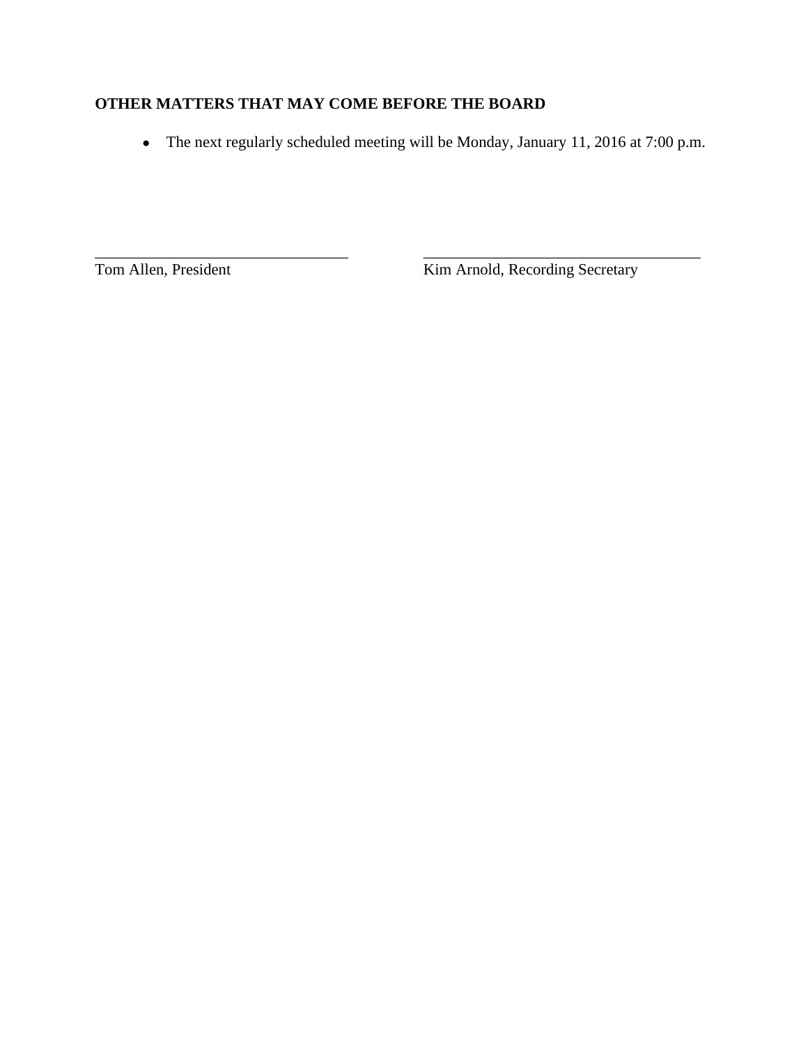**OTHER MATTERS THAT MAY COME BEFORE THE BOARD**

- The next regularly scheduled meeting will be Monday, January 11, 2016 at 7:00 p.m.

| | |
|---|---|
| _________________________________ | ____________________________________ |
| Tom Allen, President | Kim Arnold, Recording Secretary |